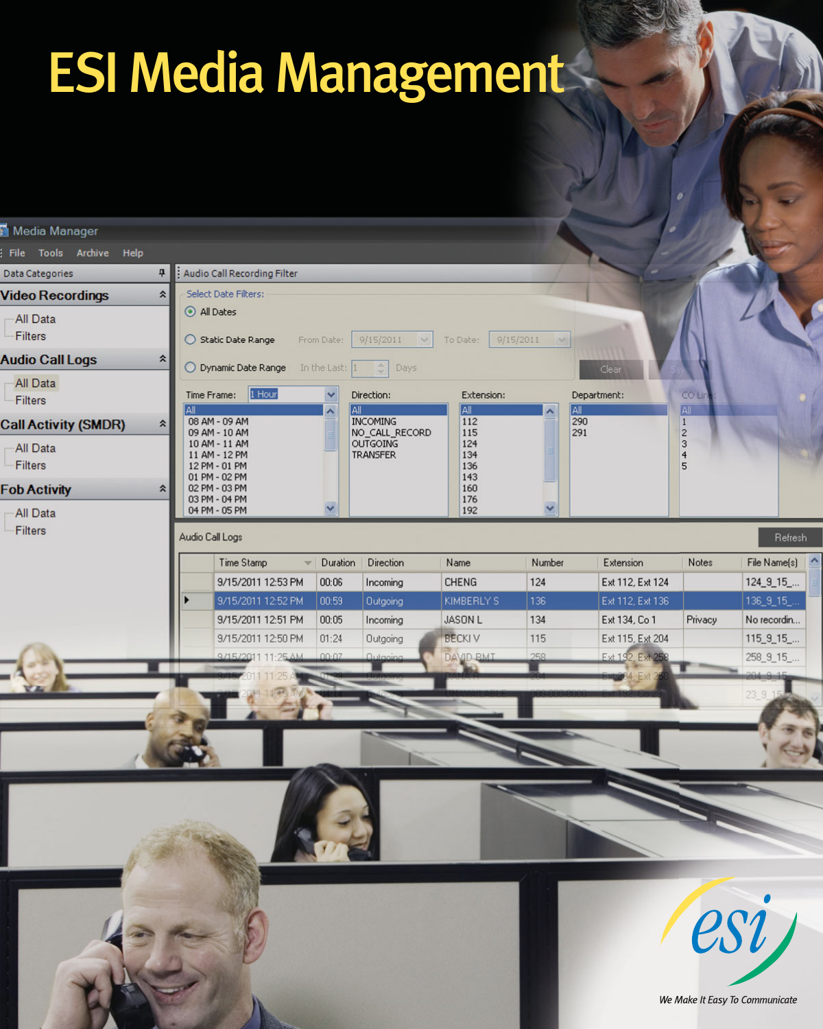# ESI Media Management

We Make It Easy To Communicate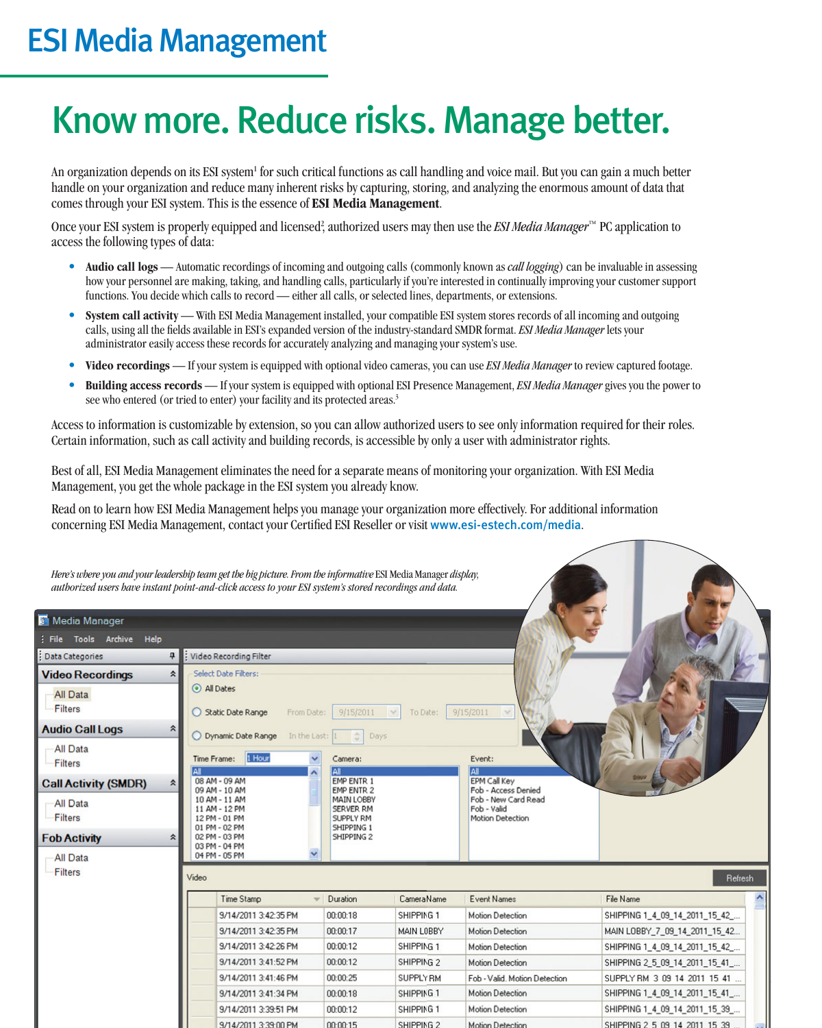# ESI Media Management

## Know more. Reduce risks. Manage better.

An organization depends on its ESI system[1] for such critical functions as call handling and voice mail. But you can gain a much better handle on your organization and reduce many inherent risks by capturing, storing, and analyzing the enormous amount of data that comes through your ESI system. This is the essence of **ESI Media Management**.

Once your ESI system is properly equipped and licensed[2], authorized users may then use the *ESI Media Manager*™ PC application to access the following types of data:

- **Audio call logs** — Automatic recordings of incoming and outgoing calls (commonly known as *call logging*) can be invaluable in assessing how your personnel are making, taking, and handling calls, particularly if you're interested in continually improving your customer support functions. You decide which calls to record — either all calls, or selected lines, departments, or extensions.
- **System call activity** — With ESI Media Management installed, your compatible ESI system stores records of all incoming and outgoing calls, using all the fields available in ESI's expanded version of the industry-standard SMDR format. *ESI Media Manager* lets your administrator easily access these records for accurately analyzing and managing your system's use.
- **Video recordings** — If your system is equipped with optional video cameras, you can use *ESI Media Manager* to review captured footage.
- **Building access records** — If your system is equipped with optional ESI Presence Management, *ESI Media Manager* gives you the power to see who entered (or tried to enter) your facility and its protected areas.[3]

Access to information is customizable by extension, so you can allow authorized users to see only information required for their roles. Certain information, such as call activity and building records, is accessible by only a user with administrator rights.

Best of all, ESI Media Management eliminates the need for a separate means of monitoring your organization. With ESI Media Management, you get the whole package in the ESI system you already know.

Read on to learn how ESI Media Management helps you manage your organization more effectively. For additional information concerning ESI Media Management, contact your Certified ESI Reseller or visit www.esi-estech.com/media.

*Here's where you and your leadership team get the big picture. From the informative* ESI Media Manager *display, authorized users have instant point-and-click access to your ESI system's stored recordings and data.*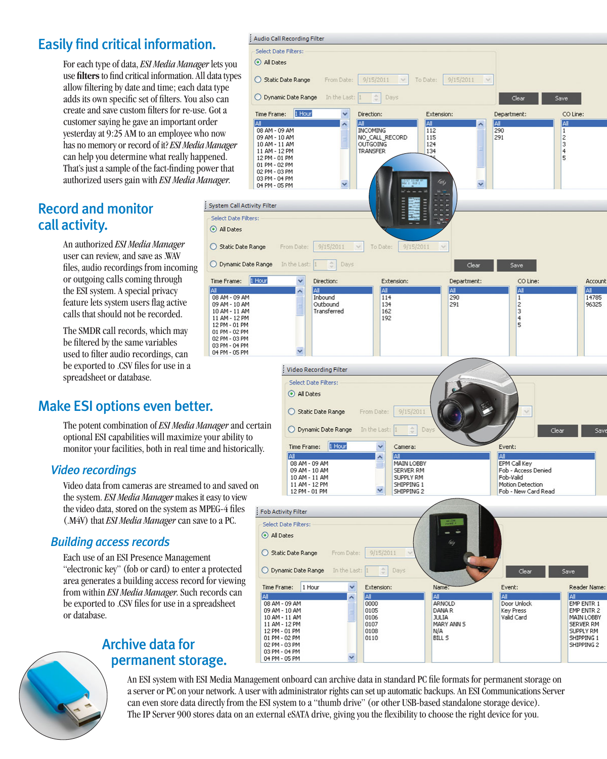## Easily find critical information.

For each type of data, *ESI Media Manager* lets you use **filters** to find critical information. All data types allow filtering by date and time; each data type adds its own specific set of filters. You also can create and save custom filters for re-use. Got a customer saying he gave an important order yesterday at 9:25 AM to an employee who now has no memory or record of it? *ESI Media Manager* can help you determine what really happened. That's just a sample of the fact-finding power that authorized users gain with *ESI Media Manager.*

## Record and monitor call activity.

An authorized *ESI Media Manager* user can review, and save as .WAV files, audio recordings from incoming or outgoing calls coming through the ESI system. A special privacy feature lets system users flag active calls that should not be recorded.

The SMDR call records, which may be filtered by the same variables used to filter audio recordings, can be exported to .CSV files for use in a spreadsheet or database.

## Make ESI options even better.

The potent combination of *ESI Media Manager* and certain optional ESI capabilities will maximize your ability to monitor your facilities, both in real time and historically.

### *Video recordings*

Video data from cameras are streamed to and saved on the system. *ESI Media Manager* makes it easy to view the video data, stored on the system as MPEG-4 files (.M4V) that *ESI Media Manager* can save to a PC.

### *Building access records*

Each use of an ESI Presence Management "electronic key" (fob or card) to enter a protected area generates a building access record for viewing from within *ESI Media Manager.* Such records can be exported to .CSV files for use in a spreadsheet or database.

## Archive data for permanent storage.

An ESI system with ESI Media Management onboard can archive data in standard PC file formats for permanent storage on a server or PC on your network. A user with administrator rights can set up automatic backups. An ESI Communications Server can even store data directly from the ESI system to a "thumb drive" (or other USB-based standalone storage device). The IP Server 900 stores data on an external eSATA drive, giving you the flexibility to choose the right device for you.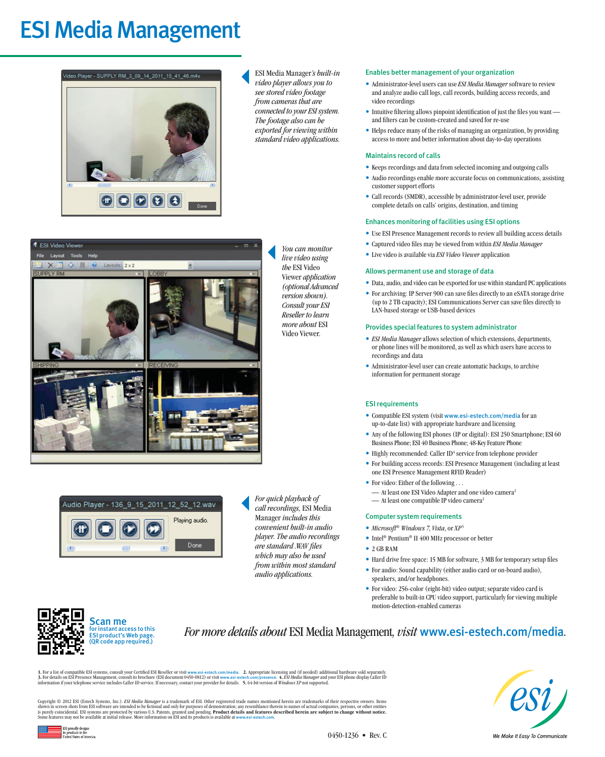# ESI Media Management

ESI Media Manager*'s built-in video player allows you to see stored video footage from cameras that are connected to your ESI system. The footage also can be exported for viewing within standard video applications.*

*You can monitor live video using the* ESI Video Viewer *application (optional Advanced version shown). Consult your ESI Reseller to learn more about* ESI Video Viewer.

*For quick playback of call recordings,* ESI Media Manager *includes this convenient built-in audio player. The audio recordings are standard .WAV files which may also be used from within most standard audio applications.*

### Enables better management of your organization

- Administrator-level users can use *ESI Media Manager* software to review and analyze audio call logs, call records, building access records, and video recordings
- Intuitive filtering allows pinpoint identification of just the files you want — and filters can be custom-created and saved for re-use
- Helps reduce many of the risks of managing an organization, by providing access to more and better information about day-to-day operations

### Maintains record of calls

- Keeps recordings and data from selected incoming and outgoing calls
- Audio recordings enable more accurate focus on communications, assisting customer support efforts
- Call records (SMDR), accessible by administrator-level user, provide complete details on calls' origins, destination, and timing

### Enhances monitoring of facilities using ESI options

- Use ESI Presence Management records to review all building access details
- Captured video files may be viewed from within *ESI Media Manager*
- Live video is available via *ESI Video Viewer* application

### Allows permanent use and storage of data

- Data, audio, and video can be exported for use within standard PC applications
- For archiving: IP Server 900 can save files directly to an eSATA storage drive (up to 2 TB capacity); ESI Communications Server can save files directly to LAN-based storage or USB-based devices

### Provides special features to system administrator

- *ESI Media Manager* allows selection of which extensions, departments, or phone lines will be monitored, as well as which users have access to recordings and data
- Administrator-level user can create automatic backups, to archive information for permanent storage

### ESI requirements

- Compatible ESI system (visit www.esi-estech.com/media for an up-to-date list) with appropriate hardware and licensing
- Any of the following ESI phones (IP or digital): ESI 250 Smartphone; ESI 60 Business Phone; ESI 40 Business Phone; 48-Key Feature Phone
- Highly recommended: Caller ID[4] service from telephone provider
- For building access records: ESI Presence Management (including at least one ESI Presence Management RFID Reader)
- For video: Either of the following . . .
  - — At least one ESI Video Adapter and one video camera[2]
  - — At least one compatible IP video camera[2]

### Computer system requirements

- *Microsoft® Windows 7, Vista,* or *XP*[5]
- Intel® Pentium® II 400 MHz processor or better
- 2 GB RAM
- Hard drive free space: 15 MB for software, 3 MB for temporary setup files
- For audio: Sound capability (either audio card or on-board audio), speakers, and/or headphones.
- For video: 256-color (eight-bit) video output; separate video card is preferable to built-in CPU video support, particularly for viewing multiple motion-detection-enabled cameras

**Scan me** for instant access to this ESI product's Web page. (QR code app required.)

*For more details about* ESI Media Management, *visit* www.esi-estech.com/media.

1. For a list of compatible ESI systems, consult your Certified ESI Reseller or visit www.esi-estech.com/media. 2. Appropriate licensing and (if needed) additional hardware sold separately. 3. For details on ESI Presence Management, consult its brochure (ESI document 0450-0812) or visit www.esi-estech.com/presence. 4. *ESI Media Manager* and your ESI phone display Caller ID information if your telephone service includes Caller ID service. If necessary, contact your provider for details. 5. 64-bit version of *Windows XP* not supported.

Copyright © 2012 ESI (Estech Systems, Inc.). *ESI Media Manager* is a trademark of ESI. Other registered trade names mentioned herein are trademarks of their respective owners. Items shown in screen shots from ESI software are intended to be fictional and only for purposes of demonstration; any resemblance therein to names of actual companies, persons, or other entities is purely coincidental. ESI systems are protected by various U.S. Patents, granted and pending. **Product details and features described herein are subject to change without notice.** Some features may not be available at initial release. More information on ESI and its products is available at www.esi-estech.com.

ESI proudly designs its products in the United States of America.

0450-1236 • Rev. C

*We Make It Easy To Communicate*